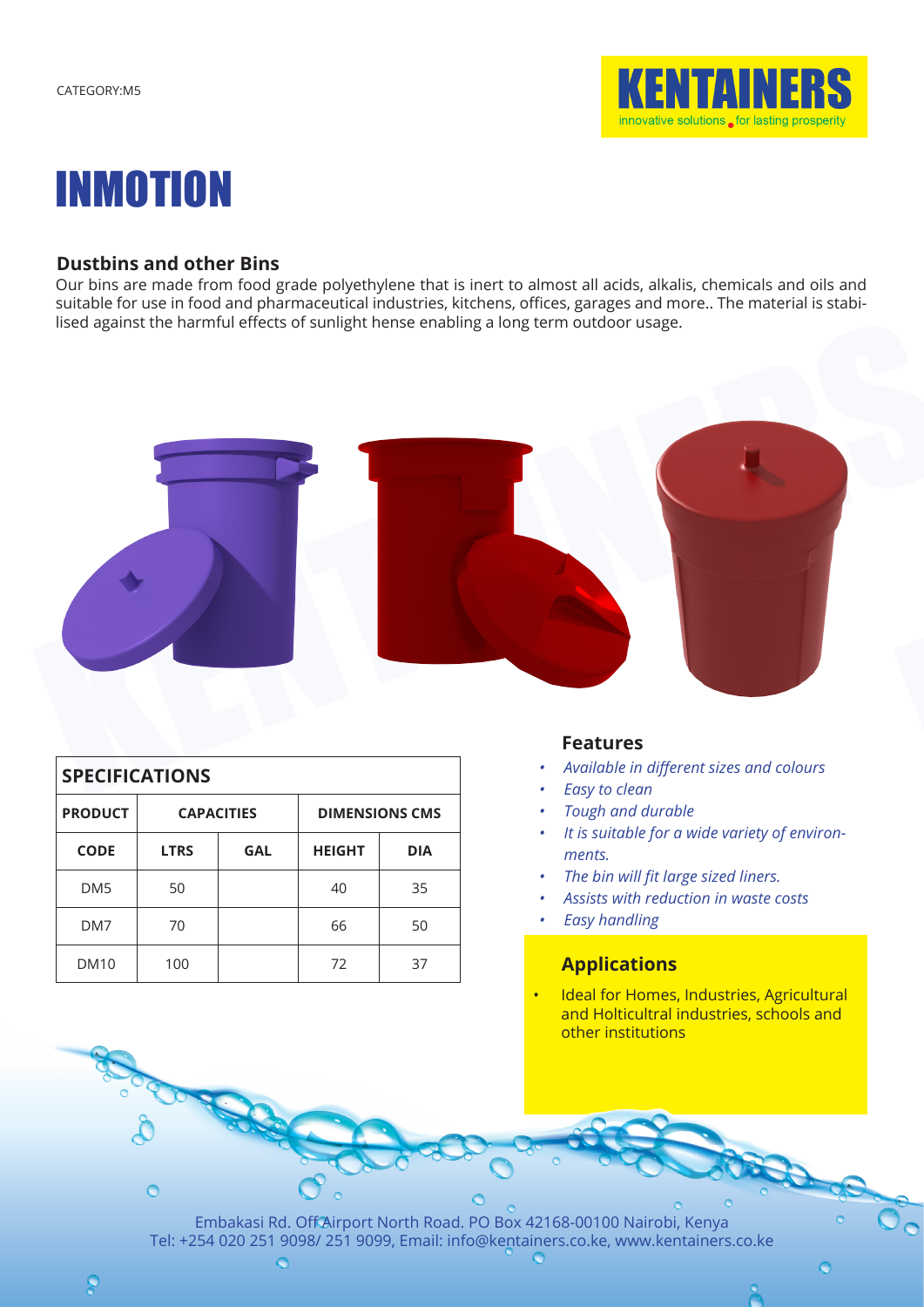CATEGORY:M5

KENTAINERS
innovative solutions for lasting prosperity

# INMOTION

## Dustbins and other Bins

Our bins are made from food grade polyethylene that is inert to almost all acids, alkalis, chemicals and oils and suitable for use in food and pharmaceutical industries, kitchens, offices, garages and more.. The material is stabilised against the harmful effects of sunlight hense enabling a long term outdoor usage.

| SPECIFICATIONS | | | | |
|---|---|---|---|---|
| PRODUCT | CAPACITIES | | DIMENSIONS CMS | |
| CODE | LTRS | GAL | HEIGHT | DIA |
| DM5 | 50 | | 40 | 35 |
| DM7 | 70 | | 66 | 50 |
| DM10 | 100 | | 72 | 37 |

### Features

- *Available in different sizes and colours*
- *Easy to clean*
- *Tough and durable*
- *It is suitable for a wide variety of environments.*
- *The bin will fit large sized liners.*
- *Assists with reduction in waste costs*
- *Easy handling*

### Applications

- Ideal for Homes, Industries, Agricultural and Holticultral industries, schools and other institutions

Embakasi Rd. Off Airport North Road. PO Box 42168-00100 Nairobi, Kenya
Tel: +254 020 251 9098/ 251 9099, Email: info@kentainers.co.ke, www.kentainers.co.ke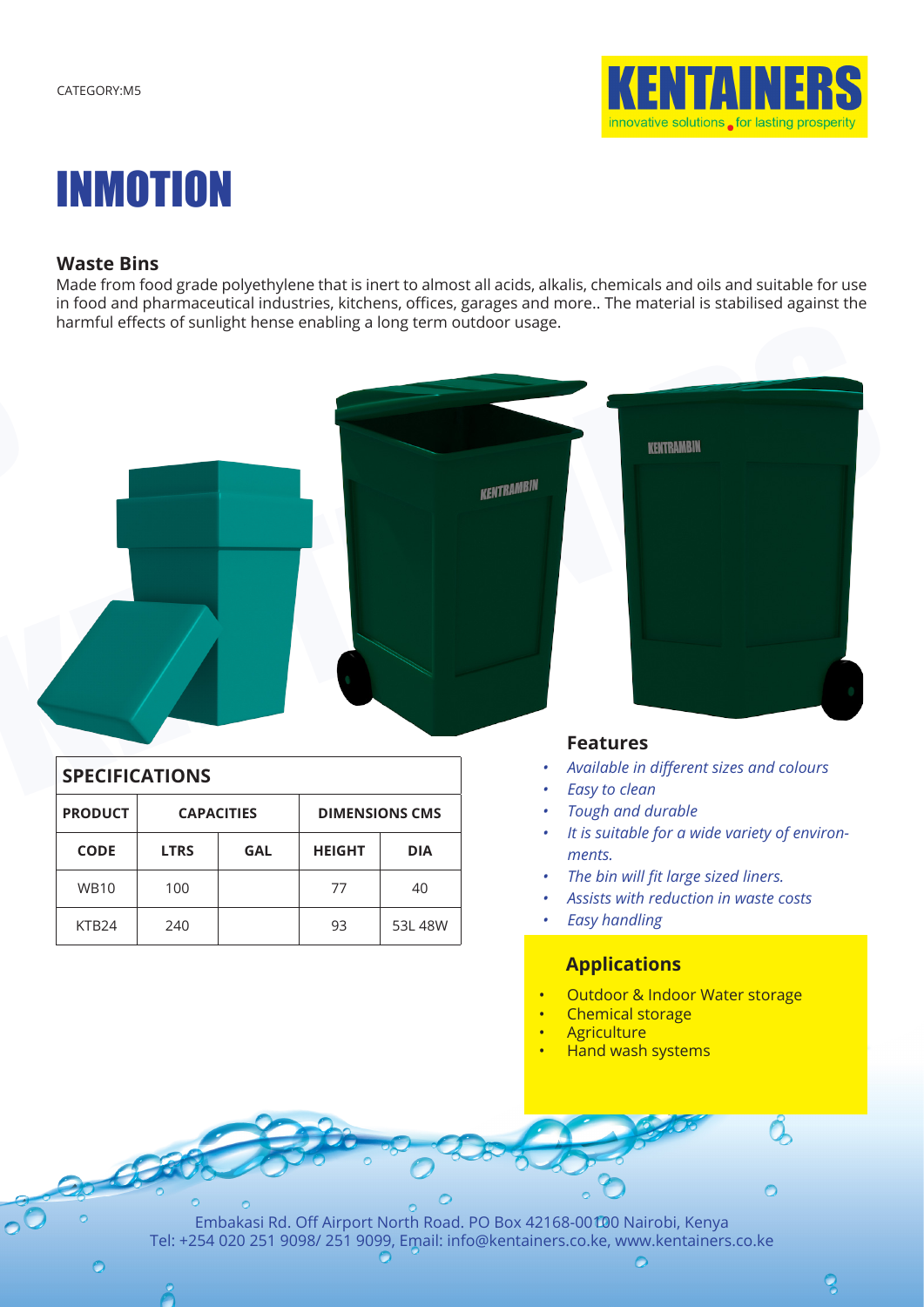CATEGORY:M5

KENTAINERS

innovative solutions for lasting prosperity

# INMOTION

### Waste Bins

Made from food grade polyethylene that is inert to almost all acids, alkalis, chemicals and oils and suitable for use in food and pharmaceutical industries, kitchens, offices, garages and more.. The material is stabilised against the harmful effects of sunlight hense enabling a long term outdoor usage.

| SPECIFICATIONS | | | | |
|---|---|---|---|---|
| **PRODUCT** | **CAPACITIES** | | **DIMENSIONS CMS** | |
| **CODE** | **LTRS** | **GAL** | **HEIGHT** | **DIA** |
| WB10 | 100 | | 77 | 40 |
| KTB24 | 240 | | 93 | 53L 48W |

### Features

- *Available in different sizes and colours*
- *Easy to clean*
- *Tough and durable*
- *It is suitable for a wide variety of environments.*
- *The bin will fit large sized liners.*
- *Assists with reduction in waste costs*
- *Easy handling*

### Applications

- Outdoor & Indoor Water storage
- Chemical storage
- Agriculture
- Hand wash systems

Embakasi Rd. Off Airport North Road. PO Box 42168-00100 Nairobi, Kenya
Tel: +254 020 251 9098/ 251 9099, Email: info@kentainers.co.ke, www.kentainers.co.ke